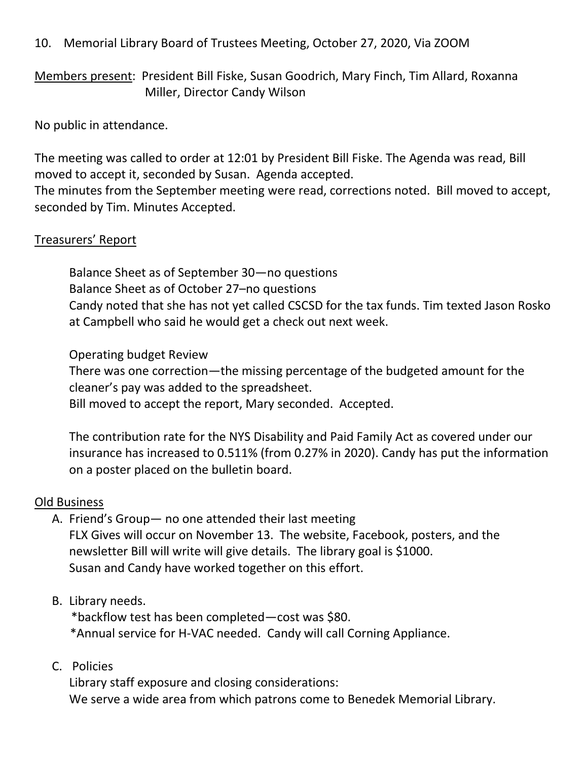10. Memorial Library Board of Trustees Meeting, October 27, 2020, Via ZOOM

<u>Members present</u>: President Bill Fiske, Susan Goodrich, Mary Finch, Tim Allard, Roxanna Miller, Director Candy Wilson

No public in attendance.

The meeting was called to order at 12:01 by President Bill Fiske. The Agenda was read, Bill moved to accept it, seconded by Susan. Agenda accepted.
The minutes from the September meeting were read, corrections noted. Bill moved to accept, seconded by Tim. Minutes Accepted.

<u>Treasurers' Report</u>

Balance Sheet as of September 30—no questions
Balance Sheet as of October 27–no questions
Candy noted that she has not yet called CSCSD for the tax funds. Tim texted Jason Rosko at Campbell who said he would get a check out next week.

Operating budget Review
There was one correction—the missing percentage of the budgeted amount for the cleaner's pay was added to the spreadsheet.
Bill moved to accept the report, Mary seconded. Accepted.

The contribution rate for the NYS Disability and Paid Family Act as covered under our insurance has increased to 0.511% (from 0.27% in 2020). Candy has put the information on a poster placed on the bulletin board.

<u>Old Business</u>

A. Friend's Group— no one attended their last meeting
   FLX Gives will occur on November 13. The website, Facebook, posters, and the newsletter Bill will write will give details. The library goal is $1000.
   Susan and Candy have worked together on this effort.

B. Library needs.
   *backflow test has been completed—cost was $80.
   *Annual service for H-VAC needed. Candy will call Corning Appliance.

C. Policies
   Library staff exposure and closing considerations:
   We serve a wide area from which patrons come to Benedek Memorial Library.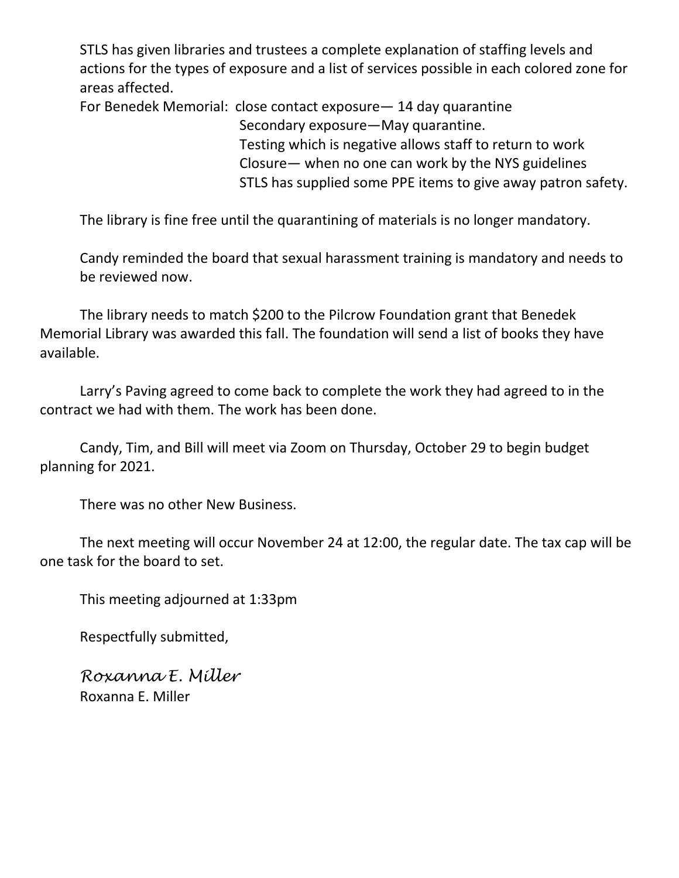STLS has given libraries and trustees a complete explanation of staffing levels and actions for the types of exposure and a list of services possible in each colored zone for areas affected.

For Benedek Memorial: close contact exposure— 14 day quarantine
Secondary exposure—May quarantine.
Testing which is negative allows staff to return to work
Closure— when no one can work by the NYS guidelines
STLS has supplied some PPE items to give away patron safety.

The library is fine free until the quarantining of materials is no longer mandatory.

Candy reminded the board that sexual harassment training is mandatory and needs to be reviewed now.

The library needs to match $200 to the Pilcrow Foundation grant that Benedek Memorial Library was awarded this fall. The foundation will send a list of books they have available.

Larry's Paving agreed to come back to complete the work they had agreed to in the contract we had with them. The work has been done.

Candy, Tim, and Bill will meet via Zoom on Thursday, October 29 to begin budget planning for 2021.

There was no other New Business.

The next meeting will occur November 24 at 12:00, the regular date. The tax cap will be one task for the board to set.

This meeting adjourned at 1:33pm

Respectfully submitted,

*Roxanna E. Miller*
Roxanna E. Miller